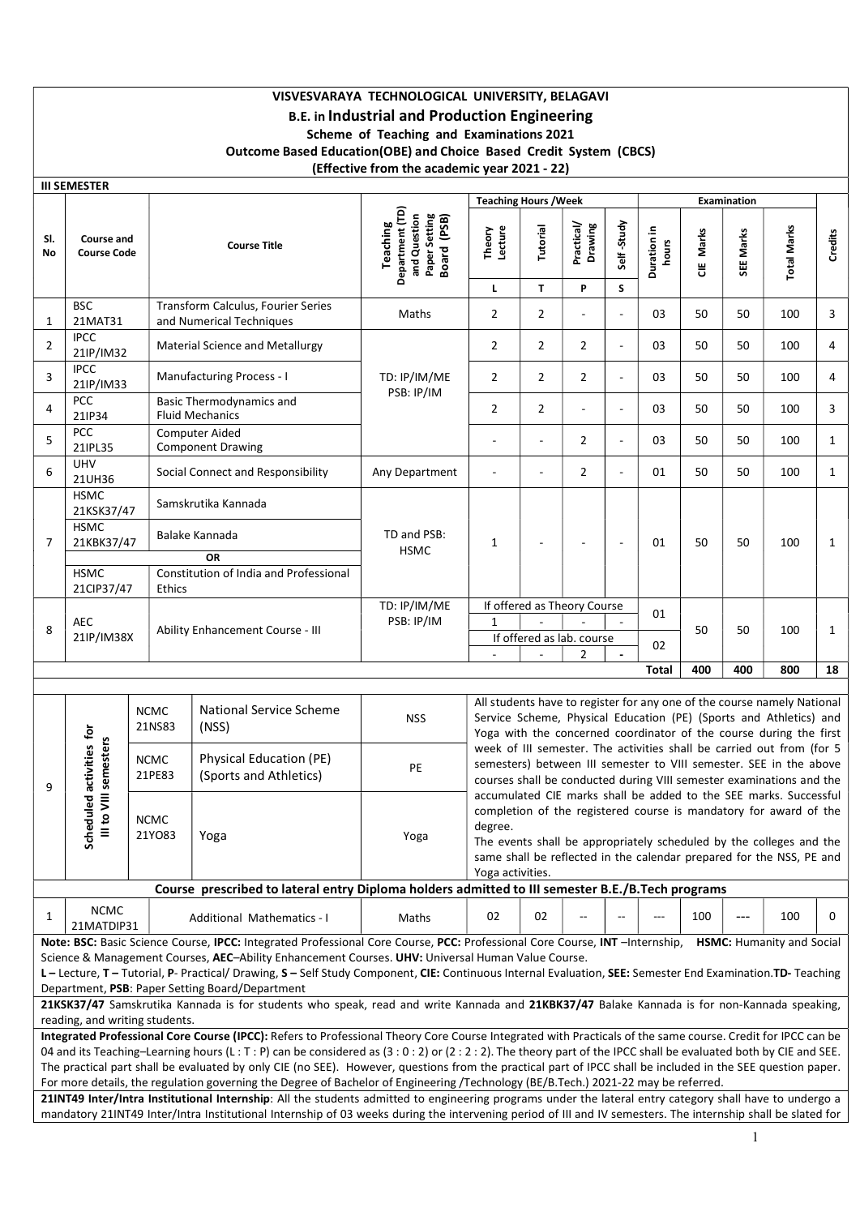# VISVESVARAYA TECHNOLOGICAL UNIVERSITY, BELAGAVI

## B.E. in Industrial and Production Engineering

### Scheme of Teaching and Examinations 2021

### Outcome Based Education(OBE) and Choice Based Credit System (CBCS)

### (Effective from the academic year 2021 - 22)

**III SEMESTER**

| Sl. No | Course and Course Code | | Course Title | Teaching Department (TD) and Question Paper Setting Board (PSB) | Teaching Hours /Week | | | | Examination | | | | Credits |
|---|---|---|---|---|---|---|---|---|---|---|---|---|---|
| | | | | | Theory Lecture | Tutorial | Practical/ Drawing | Self -Study | Duration in hours | CIE Marks | SEE Marks | Total Marks | |
| | | | | | L | T | P | S | | | | | |
| 1 | BSC 21MAT31 | | Transform Calculus, Fourier Series and Numerical Techniques | Maths | 2 | 2 | - | - | 03 | 50 | 50 | 100 | 3 |
| 2 | IPCC 21IP/IM32 | | Material Science and Metallurgy | TD: IP/IM/ME PSB: IP/IM | 2 | 2 | 2 | - | 03 | 50 | 50 | 100 | 4 |
| 3 | IPCC 21IP/IM33 | | Manufacturing Process - I | | 2 | 2 | 2 | - | 03 | 50 | 50 | 100 | 4 |
| 4 | PCC 21IP34 | | Basic Thermodynamics and Fluid Mechanics | | 2 | 2 | - | - | 03 | 50 | 50 | 100 | 3 |
| 5 | PCC 21IPL35 | | Computer Aided Component Drawing | | - | - | 2 | - | 03 | 50 | 50 | 100 | 1 |
| 6 | UHV 21UH36 | | Social Connect and Responsibility | Any Department | - | - | 2 | - | 01 | 50 | 50 | 100 | 1 |
| 7 | HSMC 21KSK37/47 | | Samskrutika Kannada | TD and PSB: HSMC | 1 | - | - | - | 01 | 50 | 50 | 100 | 1 |
| | HSMC 21KBK37/47 | | Balake Kannada | | | | | | | | | | |
| | | | OR | | | | | | | | | | |
| | HSMC 21CIP37/47 | | Constitution of India and Professional Ethics | | | | | | | | | | |
| 8 | AEC 21IP/IM38X | | Ability Enhancement Course - III | TD: IP/IM/ME PSB: IP/IM | If offered as Theory Course | | | | 01 | 50 | 50 | 100 | 1 |
| | | | | | 1 | - | - | - | | | | | |
| | | | | | If offered as lab. course | | | | 02 | | | | |
| | | | | | - | - | 2 | - | | | | | |
| | | | | | | | | | **Total** | **400** | **400** | **800** | **18** |
| 9 | Scheduled activities for III to VIII semesters | NCMC 21NS83 | National Service Scheme (NSS) | NSS | All students have to register for any one of the course namely National Service Scheme, Physical Education (PE) (Sports and Athletics) and Yoga with the concerned coordinator of the course during the first week of III semester. The activities shall be carried out from (for 5 semesters) between III semester to VIII semester. SEE in the above courses shall be conducted during VIII semester examinations and the accumulated CIE marks shall be added to the SEE marks. Successful completion of the registered course is mandatory for award of the degree. The events shall be appropriately scheduled by the colleges and the same shall be reflected in the calendar prepared for the NSS, PE and Yoga activities. | | | | | | | | |
| | | NCMC 21PE83 | Physical Education (PE) (Sports and Athletics) | PE | | | | | | | | | |
| | | NCMC 21YO83 | Yoga | Yoga | | | | | | | | | |
| | **Course prescribed to lateral entry Diploma holders admitted to III semester B.E./B.Tech programs** | | | | | | | | | | | | |
| 1 | NCMC 21MATDIP31 | | Additional Mathematics - I | Maths | 02 | 02 | -- | -- | --- | 100 | --- | 100 | 0 |

**Note: BSC:** Basic Science Course, **IPCC:** Integrated Professional Core Course, **PCC:** Professional Core Course, **INT** –Internship, **HSMC:** Humanity and Social Science & Management Courses, **AEC**–Ability Enhancement Courses. **UHV:** Universal Human Value Course.

**L –** Lecture, **T –** Tutorial, **P**- Practical/ Drawing, **S –** Self Study Component, **CIE:** Continuous Internal Evaluation, **SEE:** Semester End Examination.**TD-** Teaching Department, **PSB**: Paper Setting Board/Department

**21KSK37/47** Samskrutika Kannada is for students who speak, read and write Kannada and **21KBK37/47** Balake Kannada is for non-Kannada speaking, reading, and writing students.

**Integrated Professional Core Course (IPCC):** Refers to Professional Theory Core Course Integrated with Practicals of the same course. Credit for IPCC can be 04 and its Teaching–Learning hours (L : T : P) can be considered as (3 : 0 : 2) or (2 : 2 : 2). The theory part of the IPCC shall be evaluated both by CIE and SEE. The practical part shall be evaluated by only CIE (no SEE). However, questions from the practical part of IPCC shall be included in the SEE question paper. For more details, the regulation governing the Degree of Bachelor of Engineering /Technology (BE/B.Tech.) 2021-22 may be referred.

**21INT49 Inter/Intra Institutional Internship**: All the students admitted to engineering programs under the lateral entry category shall have to undergo a mandatory 21INT49 Inter/Intra Institutional Internship of 03 weeks during the intervening period of III and IV semesters. The internship shall be slated for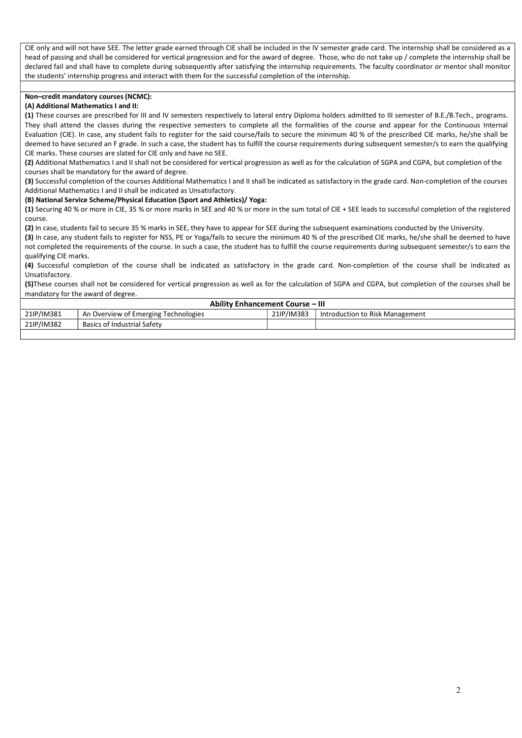CIE only and will not have SEE. The letter grade earned through CIE shall be included in the IV semester grade card. The internship shall be considered as a head of passing and shall be considered for vertical progression and for the award of degree. Those, who do not take up / complete the internship shall be declared fail and shall have to complete during subsequently after satisfying the internship requirements. The faculty coordinator or mentor shall monitor the students' internship progress and interact with them for the successful completion of the internship.

**Non–credit mandatory courses (NCMC):**

**(A) Additional Mathematics I and II:**

**(1)** These courses are prescribed for III and IV semesters respectively to lateral entry Diploma holders admitted to III semester of B.E./B.Tech., programs. They shall attend the classes during the respective semesters to complete all the formalities of the course and appear for the Continuous Internal Evaluation (CIE). In case, any student fails to register for the said course/fails to secure the minimum 40 % of the prescribed CIE marks, he/she shall be deemed to have secured an F grade. In such a case, the student has to fulfill the course requirements during subsequent semester/s to earn the qualifying CIE marks. These courses are slated for CIE only and have no SEE.

**(2)** Additional Mathematics I and II shall not be considered for vertical progression as well as for the calculation of SGPA and CGPA, but completion of the courses shall be mandatory for the award of degree.

**(3)** Successful completion of the courses Additional Mathematics I and II shall be indicated as satisfactory in the grade card. Non-completion of the courses Additional Mathematics I and II shall be indicated as Unsatisfactory.

**(B) National Service Scheme/Physical Education (Sport and Athletics)/ Yoga:**

**(1)** Securing 40 % or more in CIE, 35 % or more marks in SEE and 40 % or more in the sum total of CIE + SEE leads to successful completion of the registered course.

**(2)** In case, students fail to secure 35 % marks in SEE, they have to appear for SEE during the subsequent examinations conducted by the University.

**(3)** In case, any student fails to register for NSS, PE or Yoga/fails to secure the minimum 40 % of the prescribed CIE marks, he/she shall be deemed to have not completed the requirements of the course. In such a case, the student has to fulfill the course requirements during subsequent semester/s to earn the qualifying CIE marks.

**(4)** Successful completion of the course shall be indicated as satisfactory in the grade card. Non-completion of the course shall be indicated as Unsatisfactory.

**(5)** These courses shall not be considered for vertical progression as well as for the calculation of SGPA and CGPA, but completion of the courses shall be mandatory for the award of degree.

| **Ability Enhancement Course – III** | | | |
|---|---|---|---|
| 21IP/IM381 | An Overview of Emerging Technologies | 21IP/IM383 | Introduction to Risk Management |
| 21IP/IM382 | Basics of Industrial Safety | | |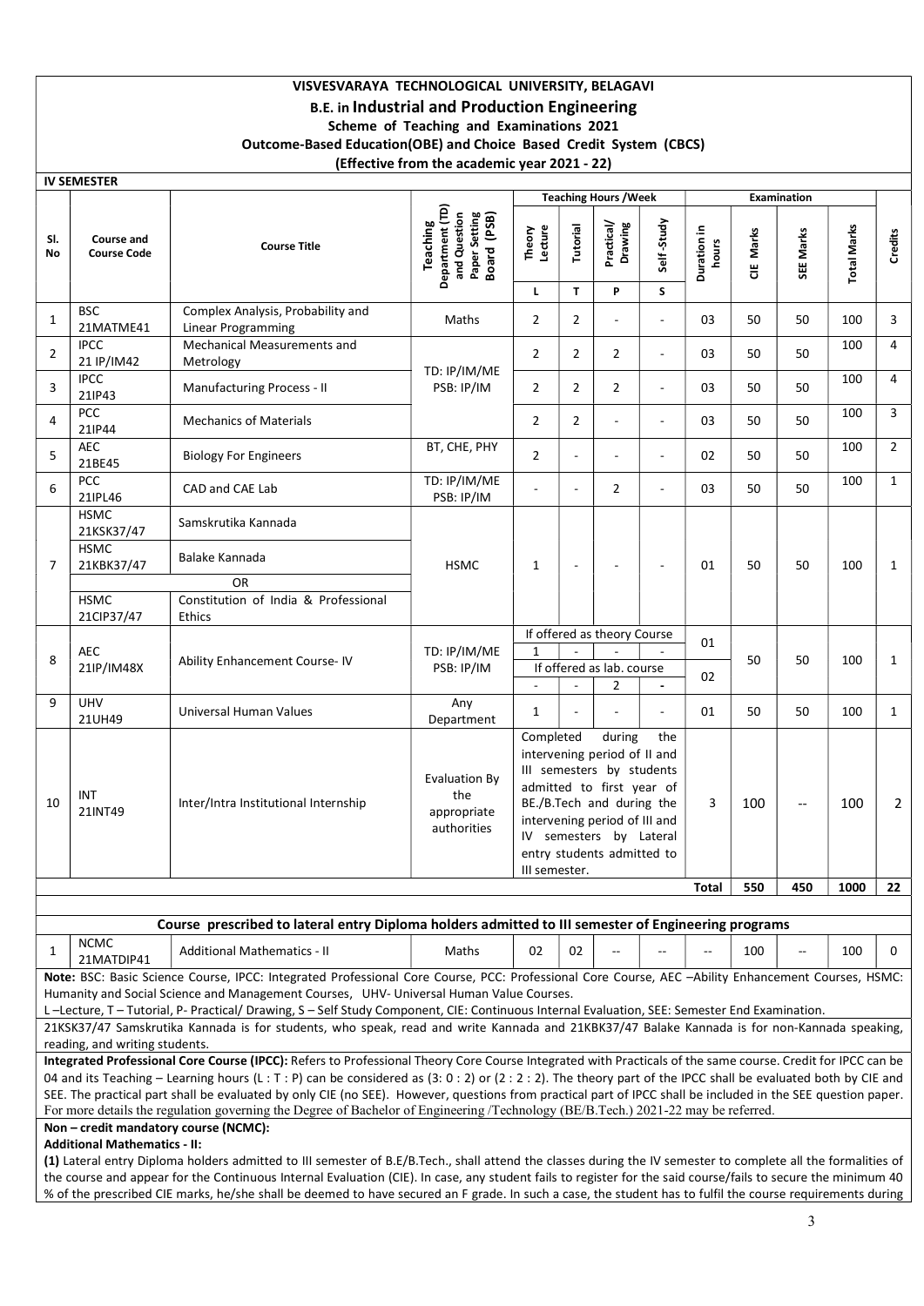# VISVESVARAYA TECHNOLOGICAL UNIVERSITY, BELAGAVI

## B.E. in Industrial and Production Engineering

### Scheme of Teaching and Examinations 2021

### Outcome-Based Education(OBE) and Choice Based Credit System (CBCS)

### (Effective from the academic year 2021 - 22)

**IV SEMESTER**

| Sl. No | Course and Course Code | | Course Title | Teaching Department (TD) and Question Paper Setting Board (PSB) | Teaching Hours /Week | | | | Examination | | | | Credits |
|---|---|---|---|---|---|---|---|---|---|---|---|---|---|
| | | | | | Theory Lecture | Tutorial | Practical/ Drawing | Self-Study | Duration in hours | CIE Marks | SEE Marks | Total Marks | |
| | | | | | L | T | P | S | | | | | |
| 1 | BSC | 21MATME41 | Complex Analysis, Probability and Linear Programming | Maths | 2 | 2 | - | - | 03 | 50 | 50 | 100 | 3 |
| 2 | IPCC | 21 IP/IM42 | Mechanical Measurements and Metrology | TD: IP/IM/ME PSB: IP/IM | 2 | 2 | 2 | - | 03 | 50 | 50 | 100 | 4 |
| 3 | IPCC | 21IP43 | Manufacturing Process - II | TD: IP/IM/ME PSB: IP/IM | 2 | 2 | 2 | - | 03 | 50 | 50 | 100 | 4 |
| 4 | PCC | 21IP44 | Mechanics of Materials | TD: IP/IM/ME PSB: IP/IM | 2 | 2 | - | - | 03 | 50 | 50 | 100 | 3 |
| 5 | AEC | 21BE45 | Biology For Engineers | BT, CHE, PHY | 2 | - | - | - | 02 | 50 | 50 | 100 | 2 |
| 6 | PCC | 21IPL46 | CAD and CAE Lab | TD: IP/IM/ME PSB: IP/IM | - | - | 2 | - | 03 | 50 | 50 | 100 | 1 |
| 7 | HSMC | 21KSK37/47 | Samskrutika Kannada | HSMC | 1 | - | - | - | 01 | 50 | 50 | 100 | 1 |
| | HSMC | 21KBK37/47 | Balake Kannada | | | | | | | | | | |
| | | | OR | | | | | | | | | | |
| | HSMC | 21CIP37/47 | Constitution of India & Professional Ethics | | | | | | | | | | |
| 8 | AEC | 21IP/IM48X | Ability Enhancement Course- IV | TD: IP/IM/ME PSB: IP/IM | If offered as theory Course | | | | 01 | 50 | 50 | 100 | 1 |
| | | | | | 1 | - | - | - | | | | | |
| | | | | | If offered as lab. course | | | | 02 | | | | |
| | | | | | - | - | 2 | - | | | | | |
| 9 | UHV | 21UH49 | Universal Human Values | Any Department | 1 | - | - | - | 01 | 50 | 50 | 100 | 1 |
| 10 | INT | 21INT49 | Inter/Intra Institutional Internship | Evaluation By the appropriate authorities | Completed during the intervening period of II and III semesters by students admitted to first year of BE./B.Tech and during the intervening period of III and IV semesters by Lateral entry students admitted to III semester. | | | | 3 | 100 | -- | 100 | 2 |
| | | | | | | | | | **Total** | **550** | **450** | **1000** | **22** |

**Course prescribed to lateral entry Diploma holders admitted to III semester of Engineering programs**

| Sl. No | Course | Course Code | Course Title | TD/PSB | L | T | P | S | Duration in hours | CIE Marks | SEE Marks | Total Marks | Credits |
|---|---|---|---|---|---|---|---|---|---|---|---|---|---|
| 1 | NCMC | 21MATDIP41 | Additional Mathematics - II | Maths | 02 | 02 | -- | -- | -- | 100 | -- | 100 | 0 |

**Note:** BSC: Basic Science Course, IPCC: Integrated Professional Core Course, PCC: Professional Core Course, AEC –Ability Enhancement Courses, HSMC: Humanity and Social Science and Management Courses, UHV- Universal Human Value Courses.

L –Lecture, T – Tutorial, P- Practical/ Drawing, S – Self Study Component, CIE: Continuous Internal Evaluation, SEE: Semester End Examination.

21KSK37/47 Samskrutika Kannada is for students, who speak, read and write Kannada and 21KBK37/47 Balake Kannada is for non-Kannada speaking, reading, and writing students.

**Integrated Professional Core Course (IPCC):** Refers to Professional Theory Core Course Integrated with Practicals of the same course. Credit for IPCC can be 04 and its Teaching – Learning hours (L : T : P) can be considered as (3: 0 : 2) or (2 : 2 : 2). The theory part of the IPCC shall be evaluated both by CIE and SEE. The practical part shall be evaluated by only CIE (no SEE). However, questions from practical part of IPCC shall be included in the SEE question paper. For more details the regulation governing the Degree of Bachelor of Engineering /Technology (BE/B.Tech.) 2021-22 may be referred.

**Non – credit mandatory course (NCMC):**

**Additional Mathematics - II:**

**(1)** Lateral entry Diploma holders admitted to III semester of B.E/B.Tech., shall attend the classes during the IV semester to complete all the formalities of the course and appear for the Continuous Internal Evaluation (CIE). In case, any student fails to register for the said course/fails to secure the minimum 40 % of the prescribed CIE marks, he/she shall be deemed to have secured an F grade. In such a case, the student has to fulfil the course requirements during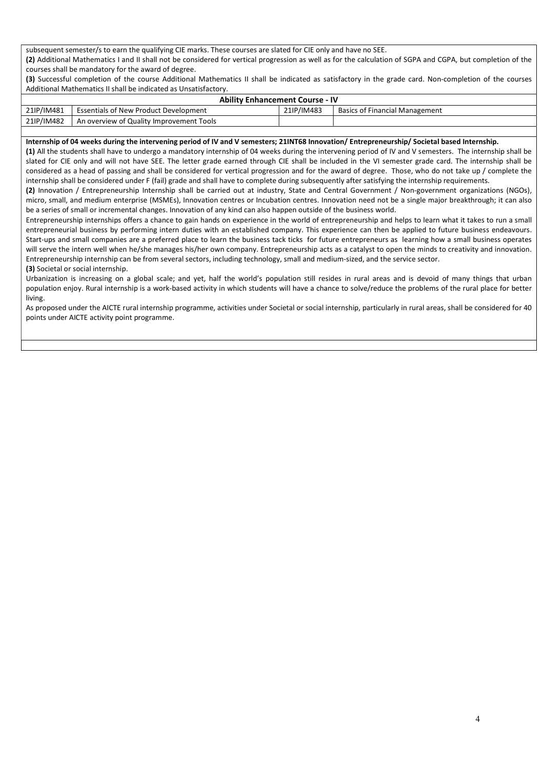subsequent semester/s to earn the qualifying CIE marks. These courses are slated for CIE only and have no SEE.

**(2)** Additional Mathematics I and II shall not be considered for vertical progression as well as for the calculation of SGPA and CGPA, but completion of the courses shall be mandatory for the award of degree.

**(3)** Successful completion of the course Additional Mathematics II shall be indicated as satisfactory in the grade card. Non-completion of the courses Additional Mathematics II shall be indicated as Unsatisfactory.

| **Ability Enhancement Course - IV** | | | |
|---|---|---|---|
| 21IP/IM481 | Essentials of New Product Development | 21IP/IM483 | Basics of Financial Management |
| 21IP/IM482 | An overview of Quality Improvement Tools | | |

**Internship of 04 weeks during the intervening period of IV and V semesters; 21INT68 Innovation/ Entrepreneurship/ Societal based Internship.**

**(1)** All the students shall have to undergo a mandatory internship of 04 weeks during the intervening period of IV and V semesters. The internship shall be slated for CIE only and will not have SEE. The letter grade earned through CIE shall be included in the VI semester grade card. The internship shall be considered as a head of passing and shall be considered for vertical progression and for the award of degree. Those, who do not take up / complete the internship shall be considered under F (fail) grade and shall have to complete during subsequently after satisfying the internship requirements.

**(2)** Innovation / Entrepreneurship Internship shall be carried out at industry, State and Central Government / Non-government organizations (NGOs), micro, small, and medium enterprise (MSMEs), Innovation centres or Incubation centres. Innovation need not be a single major breakthrough; it can also be a series of small or incremental changes. Innovation of any kind can also happen outside of the business world.

Entrepreneurship internships offers a chance to gain hands on experience in the world of entrepreneurship and helps to learn what it takes to run a small entrepreneurial business by performing intern duties with an established company. This experience can then be applied to future business endeavours. Start-ups and small companies are a preferred place to learn the business tack ticks for future entrepreneurs as learning how a small business operates will serve the intern well when he/she manages his/her own company. Entrepreneurship acts as a catalyst to open the minds to creativity and innovation. Entrepreneurship internship can be from several sectors, including technology, small and medium-sized, and the service sector.

**(3)** Societal or social internship.

Urbanization is increasing on a global scale; and yet, half the world's population still resides in rural areas and is devoid of many things that urban population enjoy. Rural internship is a work-based activity in which students will have a chance to solve/reduce the problems of the rural place for better living.

As proposed under the AICTE rural internship programme, activities under Societal or social internship, particularly in rural areas, shall be considered for 40 points under AICTE activity point programme.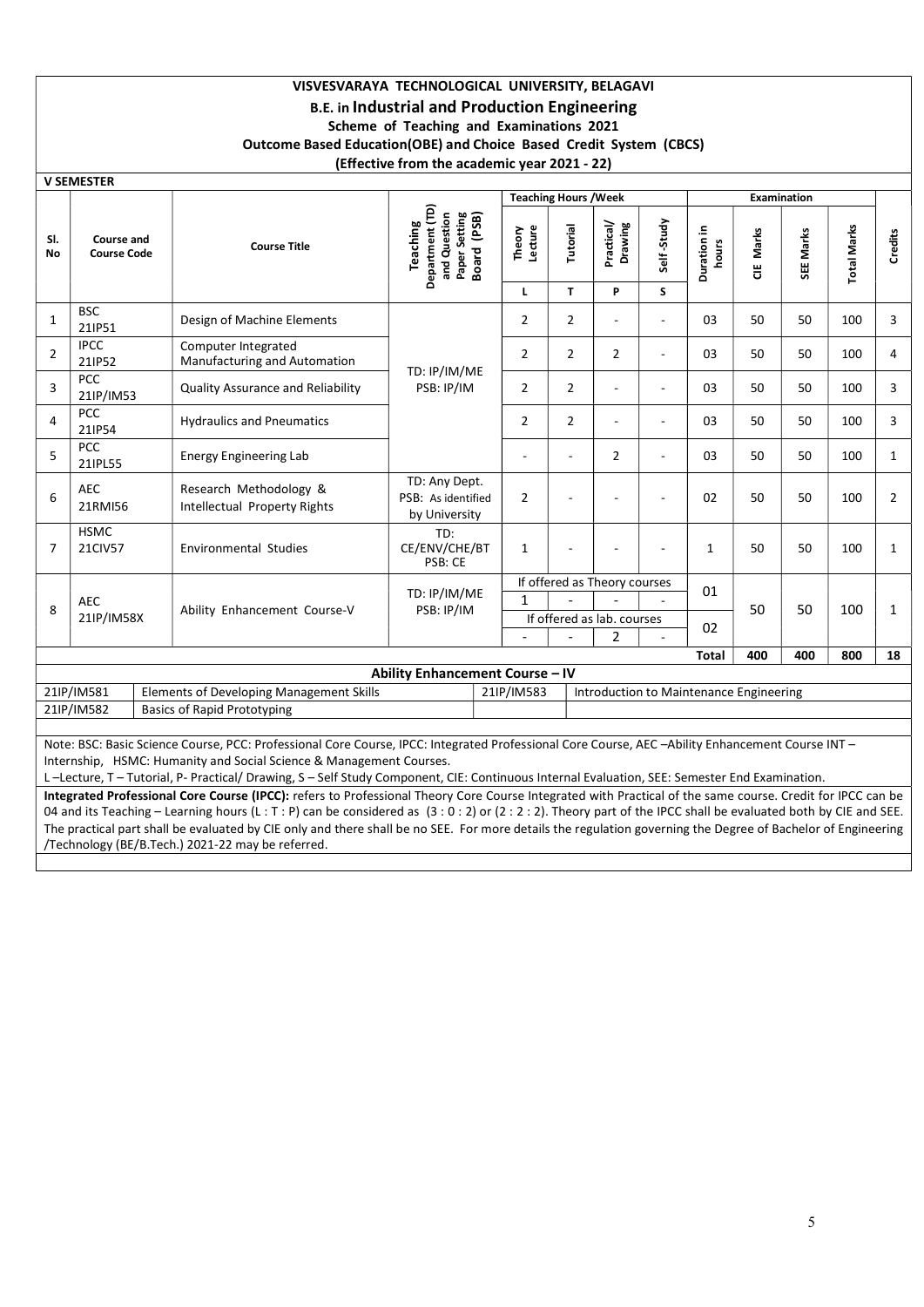# VISVESVARAYA TECHNOLOGICAL UNIVERSITY, BELAGAVI

## B.E. in Industrial and Production Engineering

### Scheme of Teaching and Examinations 2021

### Outcome Based Education(OBE) and Choice Based Credit System (CBCS)

### (Effective from the academic year 2021 - 22)

**V SEMESTER**

| Sl. No | Course and Course Code | | Course Title | Teaching Department (TD) and Question Paper Setting Board (PSB) | Teaching Hours /Week | | | | Examination | | | | Credits |
|---|---|---|---|---|---|---|---|---|---|---|---|---|---|
| | | | | | Theory Lecture | Tutorial | Practical/ Drawing | Self -Study | Duration in hours | CIE Marks | SEE Marks | Total Marks | |
| | | | | | L | T | P | S | | | | | |
| 1 | BSC | 21IP51 | Design of Machine Elements | TD: IP/IM/ME PSB: IP/IM | 2 | 2 | - | - | 03 | 50 | 50 | 100 | 3 |
| 2 | IPCC | 21IP52 | Computer Integrated Manufacturing and Automation | TD: IP/IM/ME PSB: IP/IM | 2 | 2 | 2 | - | 03 | 50 | 50 | 100 | 4 |
| 3 | PCC | 21IP/IM53 | Quality Assurance and Reliability | TD: IP/IM/ME PSB: IP/IM | 2 | 2 | - | - | 03 | 50 | 50 | 100 | 3 |
| 4 | PCC | 21IP54 | Hydraulics and Pneumatics | TD: IP/IM/ME PSB: IP/IM | 2 | 2 | - | - | 03 | 50 | 50 | 100 | 3 |
| 5 | PCC | 21IPL55 | Energy Engineering Lab | TD: IP/IM/ME PSB: IP/IM | - | - | 2 | - | 03 | 50 | 50 | 100 | 1 |
| 6 | AEC | 21RMI56 | Research Methodology & Intellectual Property Rights | TD: Any Dept. PSB: As identified by University | 2 | - | - | - | 02 | 50 | 50 | 100 | 2 |
| 7 | HSMC | 21CIV57 | Environmental Studies | TD: CE/ENV/CHE/BT PSB: CE | 1 | - | - | - | 1 | 50 | 50 | 100 | 1 |
| 8 | AEC | 21IP/IM58X | Ability Enhancement Course-V | TD: IP/IM/ME PSB: IP/IM | If offered as Theory courses | | | | 01 | 50 | 50 | 100 | 1 |
| | | | | | 1 | - | - | - | | | | | |
| | | | | | If offered as lab. courses | | | | 02 | | | | |
| | | | | | - | - | 2 | - | | | | | |
| | | | | | | | | | **Total** | **400** | **400** | **800** | **18** |

**Ability Enhancement Course – IV**

| | | | |
|---|---|---|---|
| 21IP/IM581 | Elements of Developing Management Skills | 21IP/IM583 | Introduction to Maintenance Engineering |
| 21IP/IM582 | Basics of Rapid Prototyping | | |

Note: BSC: Basic Science Course, PCC: Professional Core Course, IPCC: Integrated Professional Core Course, AEC –Ability Enhancement Course INT – Internship, HSMC: Humanity and Social Science & Management Courses.

L –Lecture, T – Tutorial, P- Practical/ Drawing, S – Self Study Component, CIE: Continuous Internal Evaluation, SEE: Semester End Examination.

**Integrated Professional Core Course (IPCC):** refers to Professional Theory Core Course Integrated with Practical of the same course. Credit for IPCC can be 04 and its Teaching – Learning hours (L : T : P) can be considered as (3 : 0 : 2) or (2 : 2 : 2). Theory part of the IPCC shall be evaluated both by CIE and SEE. The practical part shall be evaluated by CIE only and there shall be no SEE. For more details the regulation governing the Degree of Bachelor of Engineering /Technology (BE/B.Tech.) 2021-22 may be referred.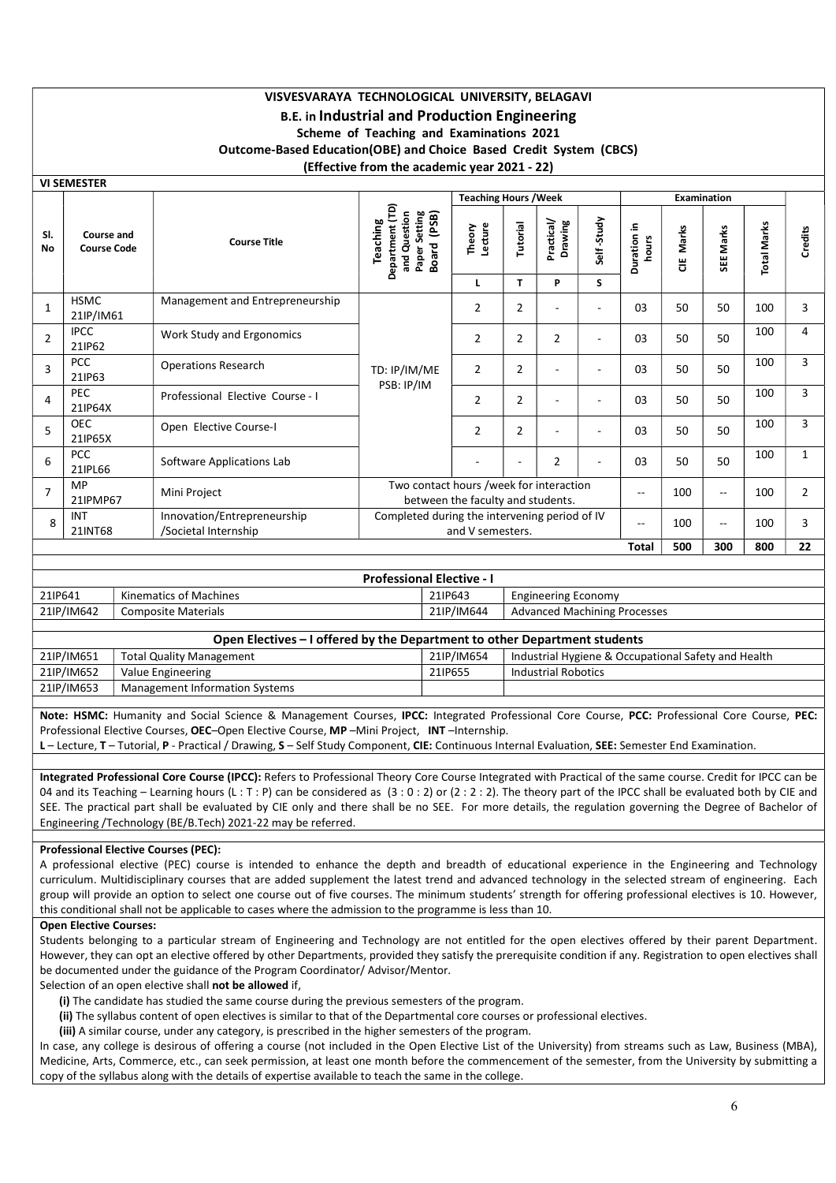# VISVESVARAYA TECHNOLOGICAL UNIVERSITY, BELAGAVI

## B.E. in Industrial and Production Engineering

**Scheme of Teaching and Examinations 2021**

**Outcome-Based Education(OBE) and Choice Based Credit System (CBCS)**

**(Effective from the academic year 2021 - 22)**

**VI SEMESTER**

| Sl. No | Course and Course Code | | Course Title | Teaching Department (TD) and Question Paper Setting Board (PSB) | Teaching Hours /Week | | | | Examination | | | | Credits |
|---|---|---|---|---|---|---|---|---|---|---|---|---|---|
| | | | | | Theory Lecture | Tutorial | Practical/ Drawing | Self -Study | Duration in hours | CIE Marks | SEE Marks | Total Marks | |
| | | | | | L | T | P | S | | | | | |
| 1 | HSMC | 21IP/IM61 | Management and Entrepreneurship | TD: IP/IM/ME PSB: IP/IM | 2 | 2 | - | - | 03 | 50 | 50 | 100 | 3 |
| 2 | IPCC | 21IP62 | Work Study and Ergonomics | | 2 | 2 | 2 | - | 03 | 50 | 50 | 100 | 4 |
| 3 | PCC | 21IP63 | Operations Research | | 2 | 2 | - | - | 03 | 50 | 50 | 100 | 3 |
| 4 | PEC | 21IP64X | Professional Elective Course - I | | 2 | 2 | - | - | 03 | 50 | 50 | 100 | 3 |
| 5 | OEC | 21IP65X | Open Elective Course-I | | 2 | 2 | - | - | 03 | 50 | 50 | 100 | 3 |
| 6 | PCC | 21IPL66 | Software Applications Lab | | - | - | 2 | - | 03 | 50 | 50 | 100 | 1 |
| 7 | MP | 21IPMP67 | Mini Project | Two contact hours /week for interaction between the faculty and students. | | | | | -- | 100 | -- | 100 | 2 |
| 8 | INT | 21INT68 | Innovation/Entrepreneurship /Societal Internship | Completed during the intervening period of IV and V semesters. | | | | | -- | 100 | -- | 100 | 3 |
| | | | | | | | | | **Total** | **500** | **300** | **800** | **22** |

**Professional Elective - I**

| | | | |
|---|---|---|---|
| 21IP641 | Kinematics of Machines | 21IP643 | Engineering Economy |
| 21IP/IM642 | Composite Materials | 21IP/IM644 | Advanced Machining Processes |

**Open Electives – I offered by the Department to other Department students**

| | | | |
|---|---|---|---|
| 21IP/IM651 | Total Quality Management | 21IP/IM654 | Industrial Hygiene & Occupational Safety and Health |
| 21IP/IM652 | Value Engineering | 21IP655 | Industrial Robotics |
| 21IP/IM653 | Management Information Systems | | |

**Note: HSMC:** Humanity and Social Science & Management Courses, **IPCC:** Integrated Professional Core Course, **PCC:** Professional Core Course, **PEC:** Professional Elective Courses, **OEC**–Open Elective Course, **MP** –Mini Project, **INT** –Internship.

**L** – Lecture, **T** – Tutorial, **P** - Practical / Drawing, **S** – Self Study Component, **CIE:** Continuous Internal Evaluation, **SEE:** Semester End Examination.

**Integrated Professional Core Course (IPCC):** Refers to Professional Theory Core Course Integrated with Practical of the same course. Credit for IPCC can be 04 and its Teaching – Learning hours (L : T : P) can be considered as (3 : 0 : 2) or (2 : 2 : 2). The theory part of the IPCC shall be evaluated both by CIE and SEE. The practical part shall be evaluated by CIE only and there shall be no SEE. For more details, the regulation governing the Degree of Bachelor of Engineering /Technology (BE/B.Tech) 2021-22 may be referred.

**Professional Elective Courses (PEC):**

A professional elective (PEC) course is intended to enhance the depth and breadth of educational experience in the Engineering and Technology curriculum. Multidisciplinary courses that are added supplement the latest trend and advanced technology in the selected stream of engineering. Each group will provide an option to select one course out of five courses. The minimum students' strength for offering professional electives is 10. However, this conditional shall not be applicable to cases where the admission to the programme is less than 10.

**Open Elective Courses:**

Students belonging to a particular stream of Engineering and Technology are not entitled for the open electives offered by their parent Department. However, they can opt an elective offered by other Departments, provided they satisfy the prerequisite condition if any. Registration to open electives shall be documented under the guidance of the Program Coordinator/ Advisor/Mentor.

Selection of an open elective shall **not be allowed** if,

**(i)** The candidate has studied the same course during the previous semesters of the program.

**(ii)** The syllabus content of open electives is similar to that of the Departmental core courses or professional electives.

**(iii)** A similar course, under any category, is prescribed in the higher semesters of the program.

In case, any college is desirous of offering a course (not included in the Open Elective List of the University) from streams such as Law, Business (MBA), Medicine, Arts, Commerce, etc., can seek permission, at least one month before the commencement of the semester, from the University by submitting a copy of the syllabus along with the details of expertise available to teach the same in the college.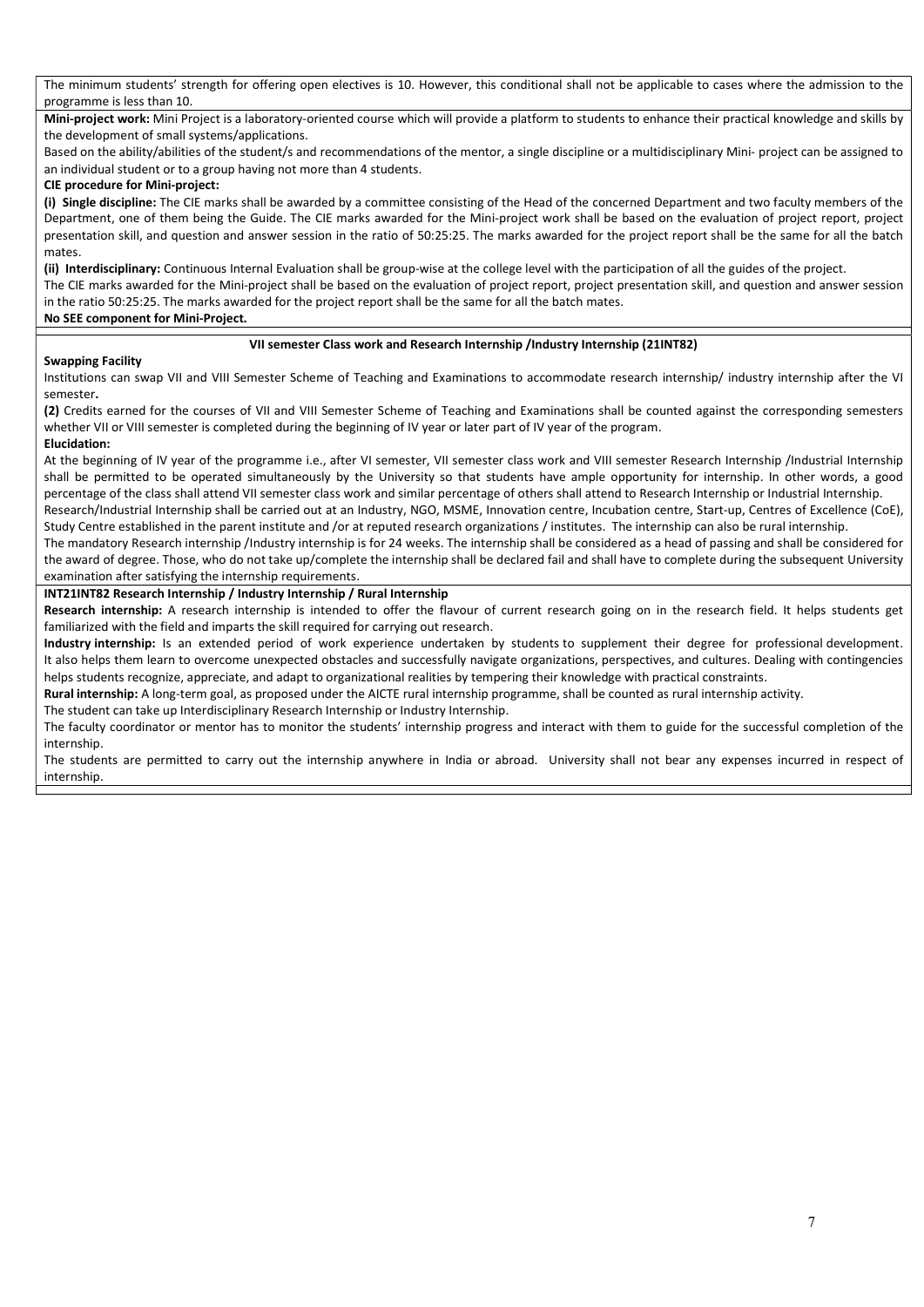The minimum students' strength for offering open electives is 10. However, this conditional shall not be applicable to cases where the admission to the programme is less than 10.

**Mini-project work:** Mini Project is a laboratory-oriented course which will provide a platform to students to enhance their practical knowledge and skills by the development of small systems/applications.

Based on the ability/abilities of the student/s and recommendations of the mentor, a single discipline or a multidisciplinary Mini- project can be assigned to an individual student or to a group having not more than 4 students.

**CIE procedure for Mini-project:**

**(i) Single discipline:** The CIE marks shall be awarded by a committee consisting of the Head of the concerned Department and two faculty members of the Department, one of them being the Guide. The CIE marks awarded for the Mini-project work shall be based on the evaluation of project report, project presentation skill, and question and answer session in the ratio of 50:25:25. The marks awarded for the project report shall be the same for all the batch mates.

**(ii) Interdisciplinary:** Continuous Internal Evaluation shall be group-wise at the college level with the participation of all the guides of the project.

The CIE marks awarded for the Mini-project shall be based on the evaluation of project report, project presentation skill, and question and answer session in the ratio 50:25:25. The marks awarded for the project report shall be the same for all the batch mates.

**No SEE component for Mini-Project.**

**VII semester Class work and Research Internship /Industry Internship (21INT82)**

**Swapping Facility**

Institutions can swap VII and VIII Semester Scheme of Teaching and Examinations to accommodate research internship/ industry internship after the VI semester**.**

**(2)** Credits earned for the courses of VII and VIII Semester Scheme of Teaching and Examinations shall be counted against the corresponding semesters whether VII or VIII semester is completed during the beginning of IV year or later part of IV year of the program.

**Elucidation:**

At the beginning of IV year of the programme i.e., after VI semester, VII semester class work and VIII semester Research Internship /Industrial Internship shall be permitted to be operated simultaneously by the University so that students have ample opportunity for internship. In other words, a good percentage of the class shall attend VII semester class work and similar percentage of others shall attend to Research Internship or Industrial Internship.

Research/Industrial Internship shall be carried out at an Industry, NGO, MSME, Innovation centre, Incubation centre, Start-up, Centres of Excellence (CoE), Study Centre established in the parent institute and /or at reputed research organizations / institutes. The internship can also be rural internship.

The mandatory Research internship /Industry internship is for 24 weeks. The internship shall be considered as a head of passing and shall be considered for the award of degree. Those, who do not take up/complete the internship shall be declared fail and shall have to complete during the subsequent University examination after satisfying the internship requirements.

**INT21INT82 Research Internship / Industry Internship / Rural Internship**

**Research internship:** A research internship is intended to offer the flavour of current research going on in the research field. It helps students get familiarized with the field and imparts the skill required for carrying out research.

**Industry internship:** Is an extended period of work experience undertaken by students to supplement their degree for professional development. It also helps them learn to overcome unexpected obstacles and successfully navigate organizations, perspectives, and cultures. Dealing with contingencies helps students recognize, appreciate, and adapt to organizational realities by tempering their knowledge with practical constraints.

**Rural internship:** A long-term goal, as proposed under the AICTE rural internship programme, shall be counted as rural internship activity.

The student can take up Interdisciplinary Research Internship or Industry Internship.

The faculty coordinator or mentor has to monitor the students' internship progress and interact with them to guide for the successful completion of the internship.

The students are permitted to carry out the internship anywhere in India or abroad. University shall not bear any expenses incurred in respect of internship.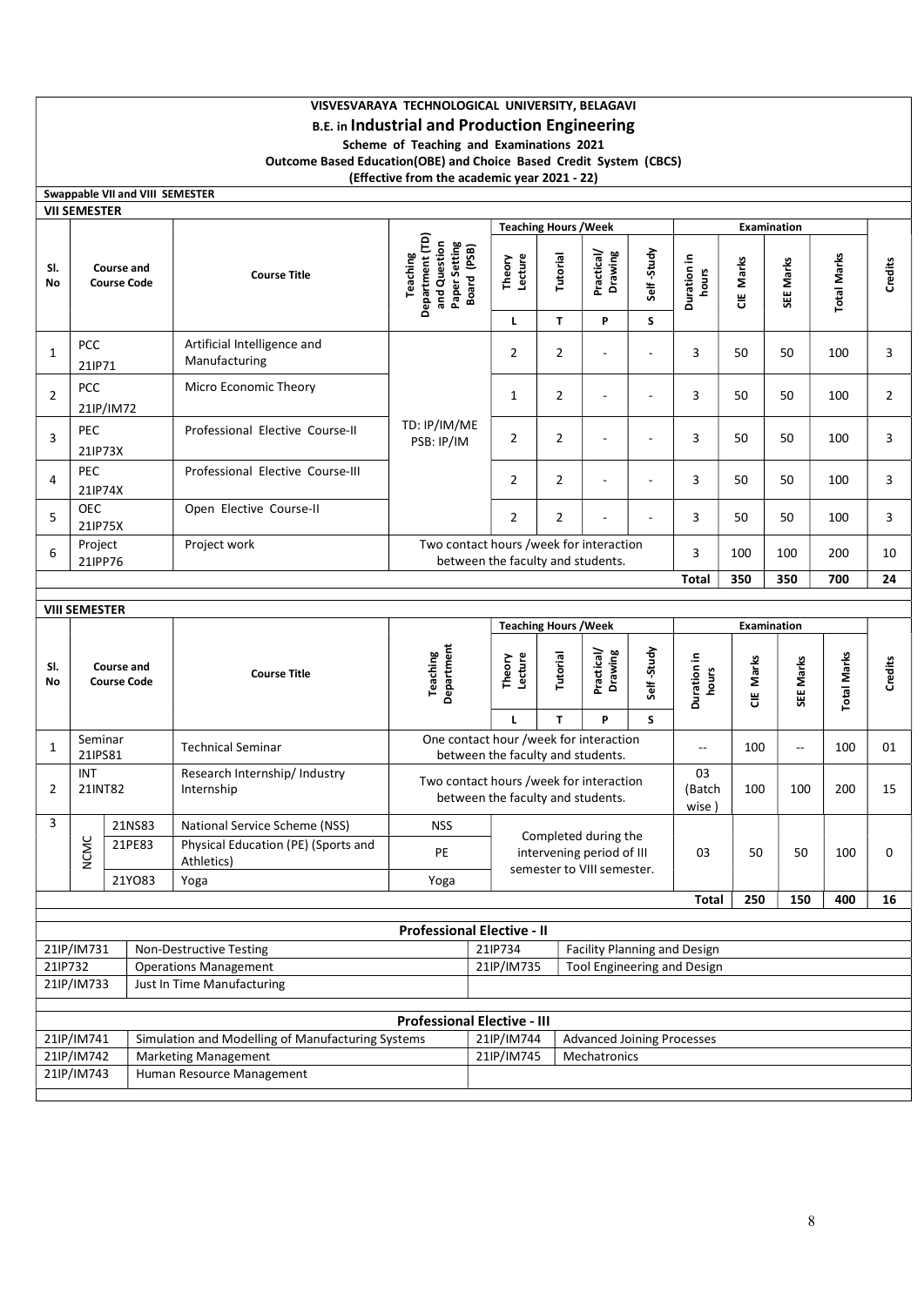**VISVESVARAYA TECHNOLOGICAL UNIVERSITY, BELAGAVI**

**B.E. in Industrial and Production Engineering**

**Scheme of Teaching and Examinations 2021**

**Outcome Based Education(OBE) and Choice Based Credit System (CBCS)**

**(Effective from the academic year 2021 - 22)**

**Swappable VII and VIII SEMESTER**

**VII SEMESTER**

| Sl. No | Course and Course Code | | Course Title | Teaching Department (TD) and Question Paper Setting Board (PSB) | Teaching Hours /Week | | | | Examination | | | | Credits |
|---|---|---|---|---|---|---|---|---|---|---|---|---|---|
| | | | | | Theory Lecture | Tutorial | Practical/ Drawing | Self -Study | Duration in hours | CIE Marks | SEE Marks | Total Marks | |
| | | | | | L | T | P | S | | | | | |
| 1 | PCC | 21IP71 | Artificial Intelligence and Manufacturing | TD: IP/IM/ME PSB: IP/IM | 2 | 2 | - | - | 3 | 50 | 50 | 100 | 3 |
| 2 | PCC | 21IP/IM72 | Micro Economic Theory | | 1 | 2 | - | - | 3 | 50 | 50 | 100 | 2 |
| 3 | PEC | 21IP73X | Professional Elective Course-II | | 2 | 2 | - | - | 3 | 50 | 50 | 100 | 3 |
| 4 | PEC | 21IP74X | Professional Elective Course-III | | 2 | 2 | - | - | 3 | 50 | 50 | 100 | 3 |
| 5 | OEC | 21IP75X | Open Elective Course-II | | 2 | 2 | - | - | 3 | 50 | 50 | 100 | 3 |
| 6 | Project | 21IPP76 | Project work | Two contact hours /week for interaction between the faculty and students. | | | | | 3 | 100 | 100 | 200 | 10 |
| | | | | | | | | | **Total** | **350** | **350** | **700** | **24** |

**VIII SEMESTER**

| Sl. No | Course and Course Code | | Course Title | Teaching Department | Teaching Hours /Week | | | | Examination | | | | Credits |
|---|---|---|---|---|---|---|---|---|---|---|---|---|---|
| | | | | | Theory Lecture | Tutorial | Practical/ Drawing | Self -Study | Duration in hours | CIE Marks | SEE Marks | Total Marks | |
| | | | | | L | T | P | S | | | | | |
| 1 | Seminar | 21IPS81 | Technical Seminar | One contact hour /week for interaction between the faculty and students. | | | | | -- | 100 | -- | 100 | 01 |
| 2 | INT | 21INT82 | Research Internship/ Industry Internship | Two contact hours /week for interaction between the faculty and students. | | | | | 03 (Batch wise ) | 100 | 100 | 200 | 15 |
| 3 | NCMC | 21NS83 | National Service Scheme (NSS) | NSS | Completed during the intervening period of III semester to VIII semester. | | | | 03 | 50 | 50 | 100 | 0 |
| | | 21PE83 | Physical Education (PE) (Sports and Athletics) | PE | | | | | | | | | |
| | | 21YO83 | Yoga | Yoga | | | | | | | | | |
| | | | | | | | | | **Total** | **250** | **150** | **400** | **16** |

**Professional Elective - II**

| Code | Course | Code | Course |
|---|---|---|---|
| 21IP/IM731 | Non-Destructive Testing | 21IP734 | Facility Planning and Design |
| 21IP732 | Operations Management | 21IP/IM735 | Tool Engineering and Design |
| 21IP/IM733 | Just In Time Manufacturing | | |

**Professional Elective - III**

| Code | Course | Code | Course |
|---|---|---|---|
| 21IP/IM741 | Simulation and Modelling of Manufacturing Systems | 21IP/IM744 | Advanced Joining Processes |
| 21IP/IM742 | Marketing Management | 21IP/IM745 | Mechatronics |
| 21IP/IM743 | Human Resource Management | | |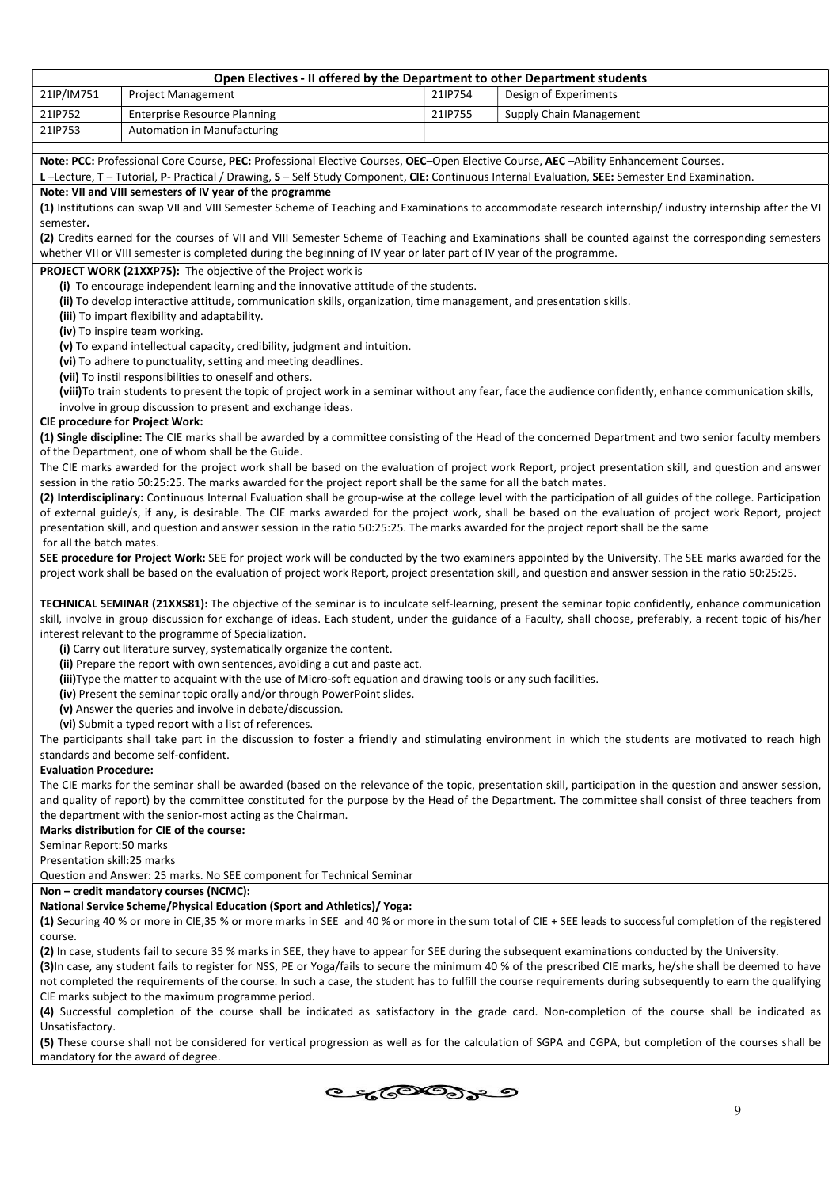| Open Electives - II offered by the Department to other Department students | | | |
|---|---|---|---|
| 21IP/IM751 | Project Management | 21IP754 | Design of Experiments |
| 21IP752 | Enterprise Resource Planning | 21IP755 | Supply Chain Management |
| 21IP753 | Automation in Manufacturing | | |

**Note: PCC:** Professional Core Course, **PEC:** Professional Elective Courses, **OEC**–Open Elective Course, **AEC** –Ability Enhancement Courses.
**L** –Lecture, **T** – Tutorial, **P**- Practical / Drawing, **S** – Self Study Component, **CIE:** Continuous Internal Evaluation, **SEE:** Semester End Examination.

**Note: VII and VIII semesters of IV year of the programme**

**(1)** Institutions can swap VII and VIII Semester Scheme of Teaching and Examinations to accommodate research internship/ industry internship after the VI semester**.**

**(2)** Credits earned for the courses of VII and VIII Semester Scheme of Teaching and Examinations shall be counted against the corresponding semesters whether VII or VIII semester is completed during the beginning of IV year or later part of IV year of the programme.

**PROJECT WORK (21XXP75):** The objective of the Project work is

**(i)** To encourage independent learning and the innovative attitude of the students.
**(ii)** To develop interactive attitude, communication skills, organization, time management, and presentation skills.
**(iii)** To impart flexibility and adaptability.
**(iv)** To inspire team working.
**(v)** To expand intellectual capacity, credibility, judgment and intuition.
**(vi)** To adhere to punctuality, setting and meeting deadlines.
**(vii)** To instil responsibilities to oneself and others.
**(viii)**To train students to present the topic of project work in a seminar without any fear, face the audience confidently, enhance communication skills, involve in group discussion to present and exchange ideas.

**CIE procedure for Project Work:**

**(1) Single discipline:** The CIE marks shall be awarded by a committee consisting of the Head of the concerned Department and two senior faculty members of the Department, one of whom shall be the Guide.

The CIE marks awarded for the project work shall be based on the evaluation of project work Report, project presentation skill, and question and answer session in the ratio 50:25:25. The marks awarded for the project report shall be the same for all the batch mates.

**(2) Interdisciplinary:** Continuous Internal Evaluation shall be group-wise at the college level with the participation of all guides of the college. Participation of external guide/s, if any, is desirable. The CIE marks awarded for the project work, shall be based on the evaluation of project work Report, project presentation skill, and question and answer session in the ratio 50:25:25. The marks awarded for the project report shall be the same for all the batch mates.

**SEE procedure for Project Work:** SEE for project work will be conducted by the two examiners appointed by the University. The SEE marks awarded for the project work shall be based on the evaluation of project work Report, project presentation skill, and question and answer session in the ratio 50:25:25.

**TECHNICAL SEMINAR (21XXS81):** The objective of the seminar is to inculcate self-learning, present the seminar topic confidently, enhance communication skill, involve in group discussion for exchange of ideas. Each student, under the guidance of a Faculty, shall choose, preferably, a recent topic of his/her interest relevant to the programme of Specialization.

**(i)** Carry out literature survey, systematically organize the content.
**(ii)** Prepare the report with own sentences, avoiding a cut and paste act.
**(iii)**Type the matter to acquaint with the use of Micro-soft equation and drawing tools or any such facilities.
**(iv)** Present the seminar topic orally and/or through PowerPoint slides.
**(v)** Answer the queries and involve in debate/discussion.
(**vi)** Submit a typed report with a list of references.

The participants shall take part in the discussion to foster a friendly and stimulating environment in which the students are motivated to reach high standards and become self-confident.

**Evaluation Procedure:**

The CIE marks for the seminar shall be awarded (based on the relevance of the topic, presentation skill, participation in the question and answer session, and quality of report) by the committee constituted for the purpose by the Head of the Department. The committee shall consist of three teachers from the department with the senior-most acting as the Chairman.

**Marks distribution for CIE of the course:**

Seminar Report:50 marks
Presentation skill:25 marks
Question and Answer: 25 marks. No SEE component for Technical Seminar

**Non – credit mandatory courses (NCMC):**

**National Service Scheme/Physical Education (Sport and Athletics)/ Yoga:**

**(1)** Securing 40 % or more in CIE,35 % or more marks in SEE and 40 % or more in the sum total of CIE + SEE leads to successful completion of the registered course.

**(2)** In case, students fail to secure 35 % marks in SEE, they have to appear for SEE during the subsequent examinations conducted by the University.

**(3)**In case, any student fails to register for NSS, PE or Yoga/fails to secure the minimum 40 % of the prescribed CIE marks, he/she shall be deemed to have not completed the requirements of the course. In such a case, the student has to fulfill the course requirements during subsequently to earn the qualifying CIE marks subject to the maximum programme period.

**(4)** Successful completion of the course shall be indicated as satisfactory in the grade card. Non-completion of the course shall be indicated as Unsatisfactory.

**(5)** These course shall not be considered for vertical progression as well as for the calculation of SGPA and CGPA, but completion of the courses shall be mandatory for the award of degree.